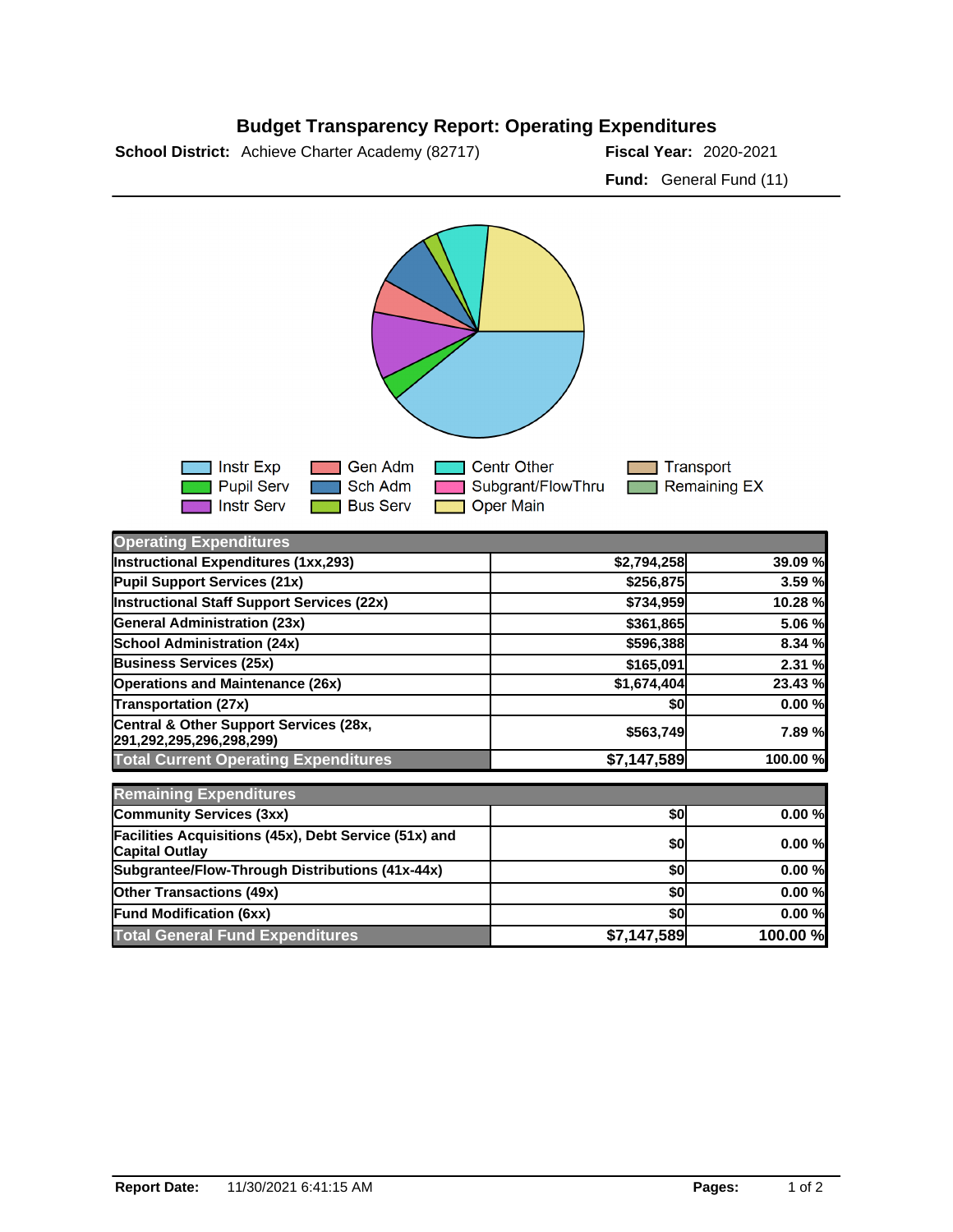# Budget Transparency Report: Operating Expenditures

**School District:** Achieve Charter Academy (82717)

**Fiscal Year:** 2020-2021

**Fund:** General Fund (11)

Instr Exp | Pupil Serv | Instr Serv | Gen Adm | Sch Adm | Bus Serv | Centr Other | Subgrant/FlowThru | Oper Main | Transport | Remaining EX

| Operating Expenditures | | |
|---|---|---|
| Instructional Expenditures (1xx,293) | $2,794,258 | 39.09 % |
| Pupil Support Services (21x) | $256,875 | 3.59 % |
| Instructional Staff Support Services (22x) | $734,959 | 10.28 % |
| General Administration (23x) | $361,865 | 5.06 % |
| School Administration (24x) | $596,388 | 8.34 % |
| Business Services (25x) | $165,091 | 2.31 % |
| Operations and Maintenance (26x) | $1,674,404 | 23.43 % |
| Transportation (27x) | $0 | 0.00 % |
| Central & Other Support Services (28x, 291,292,295,296,298,299) | $563,749 | 7.89 % |
| **Total Current Operating Expenditures** | **$7,147,589** | **100.00 %** |

| Remaining Expenditures | | |
|---|---|---|
| Community Services (3xx) | $0 | 0.00 % |
| Facilities Acquisitions (45x), Debt Service (51x) and Capital Outlay | $0 | 0.00 % |
| Subgrantee/Flow-Through Distributions (41x-44x) | $0 | 0.00 % |
| Other Transactions (49x) | $0 | 0.00 % |
| Fund Modification (6xx) | $0 | 0.00 % |
| **Total General Fund Expenditures** | **$7,147,589** | **100.00 %** |

**Report Date:** 11/30/2021 6:41:15 AM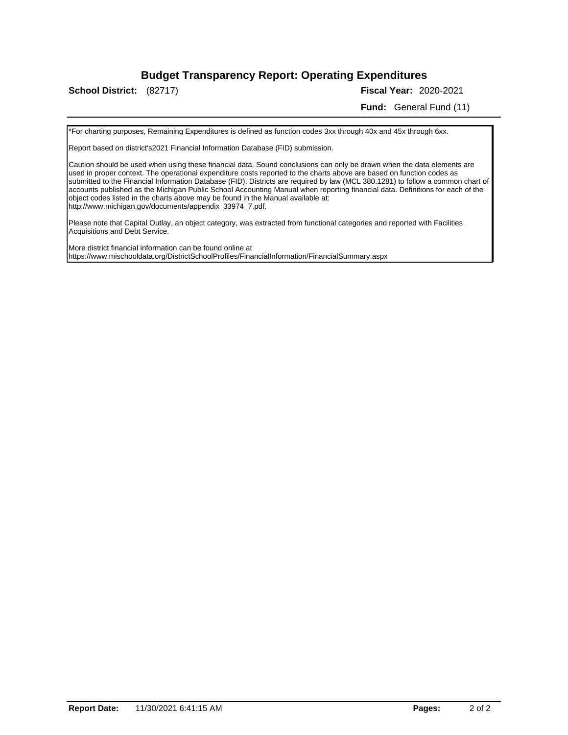# Budget Transparency Report: Operating Expenditures

**School District:** (82717)

**Fiscal Year:** 2020-2021

**Fund:** General Fund (11)

*For charting purposes, Remaining Expenditures is defined as function codes 3xx through 40x and 45x through 6xx.

Report based on district's2021 Financial Information Database (FID) submission.

Caution should be used when using these financial data. Sound conclusions can only be drawn when the data elements are used in proper context. The operational expenditure costs reported to the charts above are based on function codes as submitted to the Financial Information Database (FID). Districts are required by law (MCL 380.1281) to follow a common chart of accounts published as the Michigan Public School Accounting Manual when reporting financial data. Definitions for each of the object codes listed in the charts above may be found in the Manual available at: http://www.michigan.gov/documents/appendix_33974_7.pdf.

Please note that Capital Outlay, an object category, was extracted from functional categories and reported with Facilities Acquisitions and Debt Service.

More district financial information can be found online at https://www.mischooldata.org/DistrictSchoolProfiles/FinancialInformation/FinancialSummary.aspx

**Report Date:** 11/30/2021 6:41:15 AM